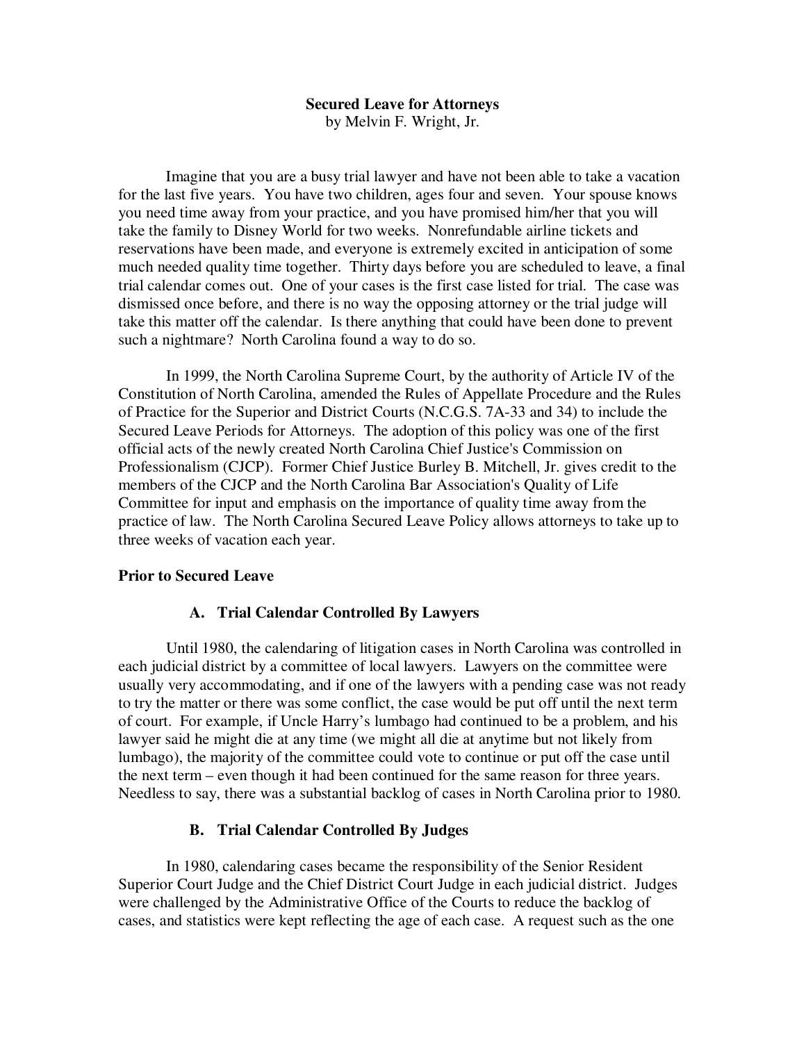# Secured Leave for Attorneys

by Melvin F. Wright, Jr.

Imagine that you are a busy trial lawyer and have not been able to take a vacation for the last five years. You have two children, ages four and seven. Your spouse knows you need time away from your practice, and you have promised him/her that you will take the family to Disney World for two weeks. Nonrefundable airline tickets and reservations have been made, and everyone is extremely excited in anticipation of some much needed quality time together. Thirty days before you are scheduled to leave, a final trial calendar comes out. One of your cases is the first case listed for trial. The case was dismissed once before, and there is no way the opposing attorney or the trial judge will take this matter off the calendar. Is there anything that could have been done to prevent such a nightmare? North Carolina found a way to do so.

In 1999, the North Carolina Supreme Court, by the authority of Article IV of the Constitution of North Carolina, amended the Rules of Appellate Procedure and the Rules of Practice for the Superior and District Courts (N.C.G.S. 7A-33 and 34) to include the Secured Leave Periods for Attorneys. The adoption of this policy was one of the first official acts of the newly created North Carolina Chief Justice's Commission on Professionalism (CJCP). Former Chief Justice Burley B. Mitchell, Jr. gives credit to the members of the CJCP and the North Carolina Bar Association's Quality of Life Committee for input and emphasis on the importance of quality time away from the practice of law. The North Carolina Secured Leave Policy allows attorneys to take up to three weeks of vacation each year.

## Prior to Secured Leave

### A. Trial Calendar Controlled By Lawyers

Until 1980, the calendaring of litigation cases in North Carolina was controlled in each judicial district by a committee of local lawyers. Lawyers on the committee were usually very accommodating, and if one of the lawyers with a pending case was not ready to try the matter or there was some conflict, the case would be put off until the next term of court. For example, if Uncle Harry's lumbago had continued to be a problem, and his lawyer said he might die at any time (we might all die at anytime but not likely from lumbago), the majority of the committee could vote to continue or put off the case until the next term – even though it had been continued for the same reason for three years. Needless to say, there was a substantial backlog of cases in North Carolina prior to 1980.

### B. Trial Calendar Controlled By Judges

In 1980, calendaring cases became the responsibility of the Senior Resident Superior Court Judge and the Chief District Court Judge in each judicial district. Judges were challenged by the Administrative Office of the Courts to reduce the backlog of cases, and statistics were kept reflecting the age of each case. A request such as the one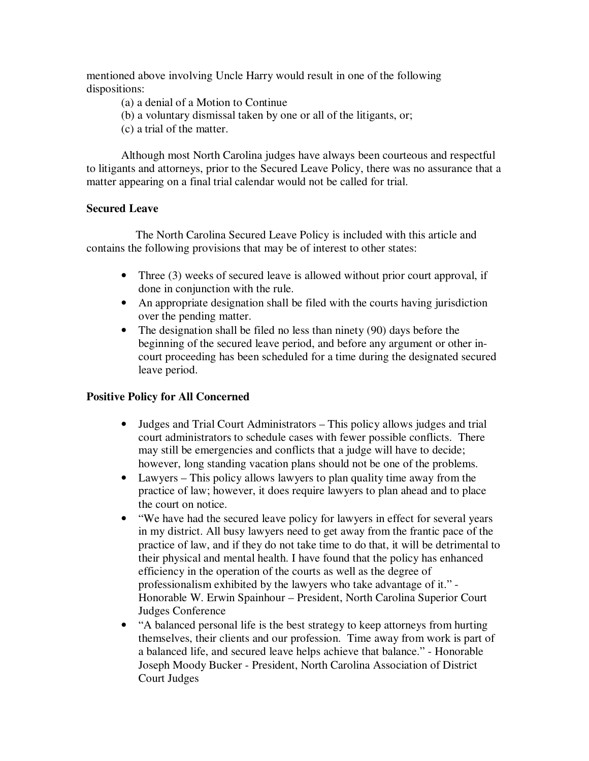mentioned above involving Uncle Harry would result in one of the following dispositions:

(a) a denial of a Motion to Continue
(b) a voluntary dismissal taken by one or all of the litigants, or;
(c) a trial of the matter.

Although most North Carolina judges have always been courteous and respectful to litigants and attorneys, prior to the Secured Leave Policy, there was no assurance that a matter appearing on a final trial calendar would not be called for trial.

**Secured Leave**

The North Carolina Secured Leave Policy is included with this article and contains the following provisions that may be of interest to other states:

- Three (3) weeks of secured leave is allowed without prior court approval, if done in conjunction with the rule.
- An appropriate designation shall be filed with the courts having jurisdiction over the pending matter.
- The designation shall be filed no less than ninety (90) days before the beginning of the secured leave period, and before any argument or other in-court proceeding has been scheduled for a time during the designated secured leave period.

**Positive Policy for All Concerned**

- Judges and Trial Court Administrators – This policy allows judges and trial court administrators to schedule cases with fewer possible conflicts. There may still be emergencies and conflicts that a judge will have to decide; however, long standing vacation plans should not be one of the problems.
- Lawyers – This policy allows lawyers to plan quality time away from the practice of law; however, it does require lawyers to plan ahead and to place the court on notice.
- "We have had the secured leave policy for lawyers in effect for several years in my district. All busy lawyers need to get away from the frantic pace of the practice of law, and if they do not take time to do that, it will be detrimental to their physical and mental health. I have found that the policy has enhanced efficiency in the operation of the courts as well as the degree of professionalism exhibited by the lawyers who take advantage of it." - Honorable W. Erwin Spainhour – President, North Carolina Superior Court Judges Conference
- "A balanced personal life is the best strategy to keep attorneys from hurting themselves, their clients and our profession. Time away from work is part of a balanced life, and secured leave helps achieve that balance." - Honorable Joseph Moody Bucker - President, North Carolina Association of District Court Judges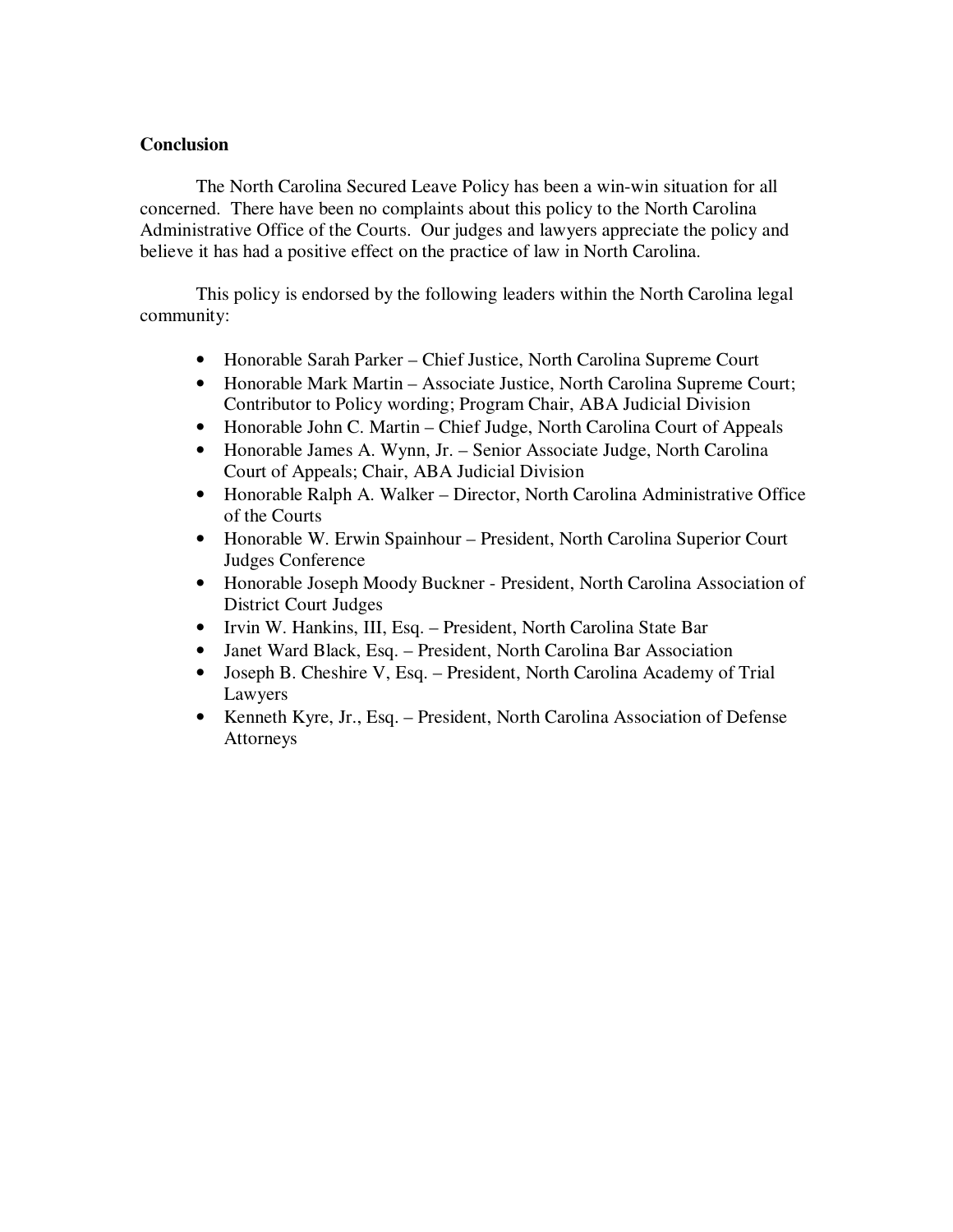**Conclusion**

The North Carolina Secured Leave Policy has been a win-win situation for all concerned. There have been no complaints about this policy to the North Carolina Administrative Office of the Courts. Our judges and lawyers appreciate the policy and believe it has had a positive effect on the practice of law in North Carolina.

This policy is endorsed by the following leaders within the North Carolina legal community:

- Honorable Sarah Parker – Chief Justice, North Carolina Supreme Court
- Honorable Mark Martin – Associate Justice, North Carolina Supreme Court; Contributor to Policy wording; Program Chair, ABA Judicial Division
- Honorable John C. Martin – Chief Judge, North Carolina Court of Appeals
- Honorable James A. Wynn, Jr. – Senior Associate Judge, North Carolina Court of Appeals; Chair, ABA Judicial Division
- Honorable Ralph A. Walker – Director, North Carolina Administrative Office of the Courts
- Honorable W. Erwin Spainhour – President, North Carolina Superior Court Judges Conference
- Honorable Joseph Moody Buckner - President, North Carolina Association of District Court Judges
- Irvin W. Hankins, III, Esq. – President, North Carolina State Bar
- Janet Ward Black, Esq. – President, North Carolina Bar Association
- Joseph B. Cheshire V, Esq. – President, North Carolina Academy of Trial Lawyers
- Kenneth Kyre, Jr., Esq. – President, North Carolina Association of Defense Attorneys